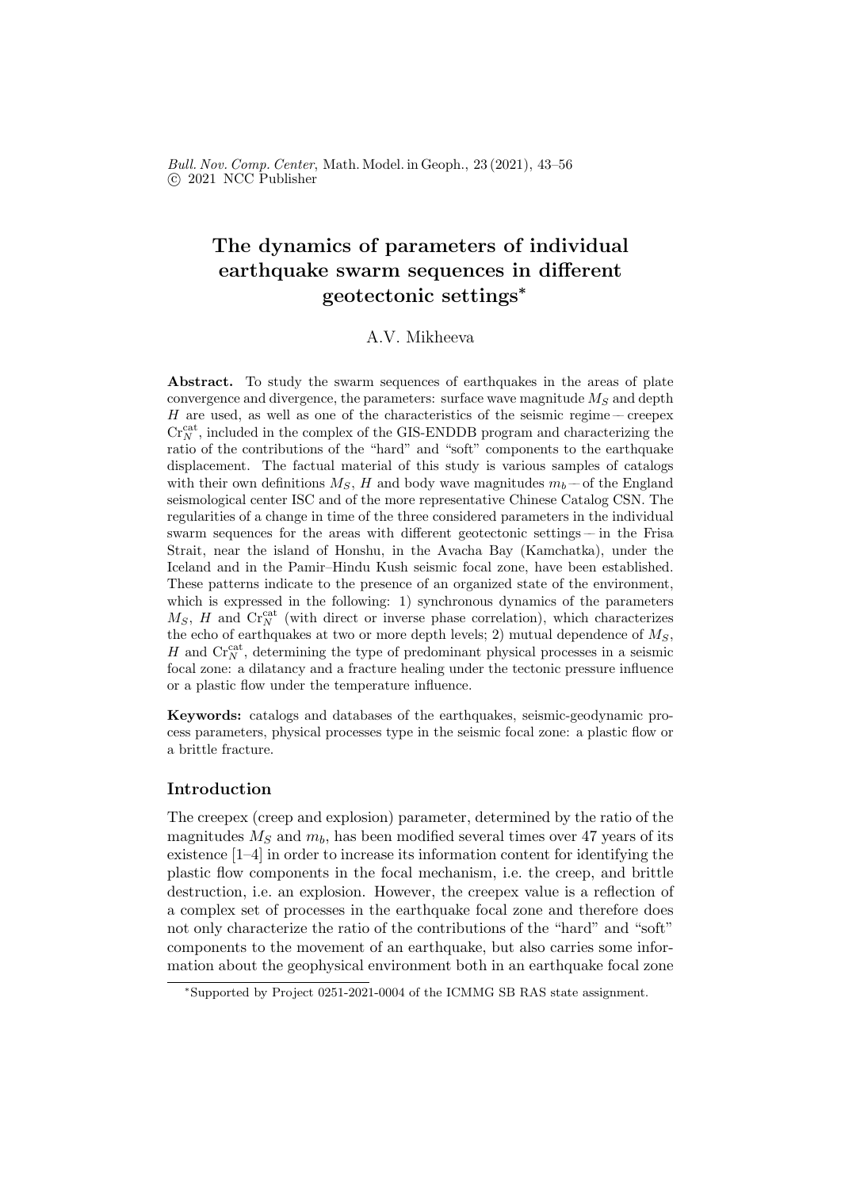# The dynamics of parameters of individual earthquake swarm sequences in different geotectonic settings*

A.V. Mikheeva

**Abstract.** To study the swarm sequences of earthquakes in the areas of plate convergence and divergence, the parameters: surface wave magnitude $M_S$ and depth $H$ are used, as well as one of the characteristics of the seismic regime – creepex $\mathrm{Cr}_N^{\mathrm{cat}}$, included in the complex of the GIS-ENDDB program and characterizing the ratio of the contributions of the "hard" and "soft" components to the earthquake displacement. The factual material of this study is various samples of catalogs with their own definitions $M_S$, $H$ and body wave magnitudes $m_b$ – of the England seismological center ISC and of the more representative Chinese Catalog CSN. The regularities of a change in time of the three considered parameters in the individual swarm sequences for the areas with different geotectonic settings – in the Frisa Strait, near the island of Honshu, in the Avacha Bay (Kamchatka), under the Iceland and in the Pamir–Hindu Kush seismic focal zone, have been established. These patterns indicate to the presence of an organized state of the environment, which is expressed in the following: 1) synchronous dynamics of the parameters $M_S$, $H$ and $\mathrm{Cr}_N^{\mathrm{cat}}$ (with direct or inverse phase correlation), which characterizes the echo of earthquakes at two or more depth levels; 2) mutual dependence of $M_S$, $H$ and $\mathrm{Cr}_N^{\mathrm{cat}}$, determining the type of predominant physical processes in a seismic focal zone: a dilatancy and a fracture healing under the tectonic pressure influence or a plastic flow under the temperature influence.

**Keywords:** catalogs and databases of the earthquakes, seismic-geodynamic process parameters, physical processes type in the seismic focal zone: a plastic flow or a brittle fracture.

## Introduction

The creepex (creep and explosion) parameter, determined by the ratio of the magnitudes $M_S$ and $m_b$, has been modified several times over 47 years of its existence [1–4] in order to increase its information content for identifying the plastic flow components in the focal mechanism, i.e. the creep, and brittle destruction, i.e. an explosion. However, the creepex value is a reflection of a complex set of processes in the earthquake focal zone and therefore does not only characterize the ratio of the contributions of the "hard" and "soft" components to the movement of an earthquake, but also carries some information about the geophysical environment both in an earthquake focal zone

---

*Supported by Project 0251-2021-0004 of the ICMMG SB RAS state assignment.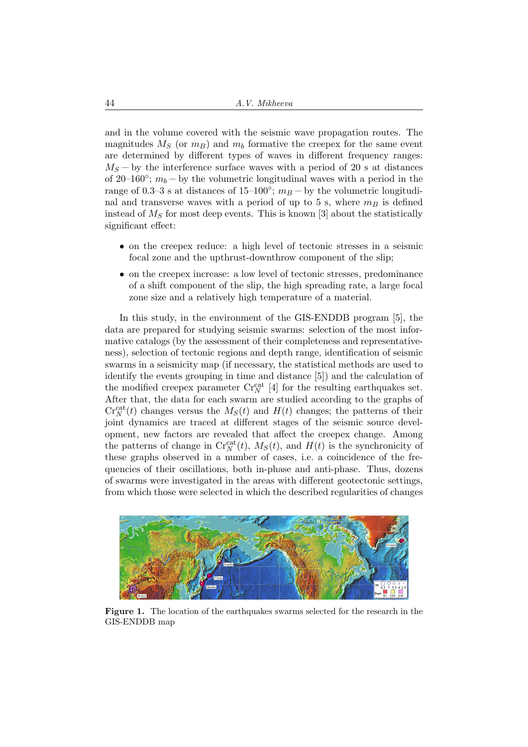and in the volume covered with the seismic wave propagation routes. The magnitudes $M_S$ (or $m_B$) and $m_b$ formative the creepex for the same event are determined by different types of waves in different frequency ranges: $M_S$ — by the interference surface waves with a period of 20 s at distances of 20–160°; $m_b$ — by the volumetric longitudinal waves with a period in the range of 0.3–3 s at distances of 15–100°; $m_B$ — by the volumetric longitudinal and transverse waves with a period of up to 5 s, where $m_B$ is defined instead of $M_S$ for most deep events. This is known [3] about the statistically significant effect:

- on the creepex reduce: a high level of tectonic stresses in a seismic focal zone and the upthrust-downthrow component of the slip;
- on the creepex increase: a low level of tectonic stresses, predominance of a shift component of the slip, the high spreading rate, a large focal zone size and a relatively high temperature of a material.

In this study, in the environment of the GIS-ENDDB program [5], the data are prepared for studying seismic swarms: selection of the most informative catalogs (by the assessment of their completeness and representativeness), selection of tectonic regions and depth range, identification of seismic swarms in a seismicity map (if necessary, the statistical methods are used to identify the events grouping in time and distance [5]) and the calculation of the modified creepex parameter $\mathrm{Cr}_N^{\mathrm{cat}}$ [4] for the resulting earthquakes set. After that, the data for each swarm are studied according to the graphs of $\mathrm{Cr}_N^{\mathrm{cat}}(t)$ changes versus the $M_S(t)$ and $H(t)$ changes; the patterns of their joint dynamics are traced at different stages of the seismic source development, new factors are revealed that affect the creepex change. Among the patterns of change in $\mathrm{Cr}_N^{\mathrm{cat}}(t)$, $M_S(t)$, and $H(t)$ is the synchronicity of these graphs observed in a number of cases, i.e. a coincidence of the frequencies of their oscillations, both in-phase and anti-phase. Thus, dozens of swarms were investigated in the areas with different geotectonic settings, from which those were selected in which the described regularities of changes

**Figure 1.** The location of the earthquakes swarms selected for the research in the GIS-ENDDB map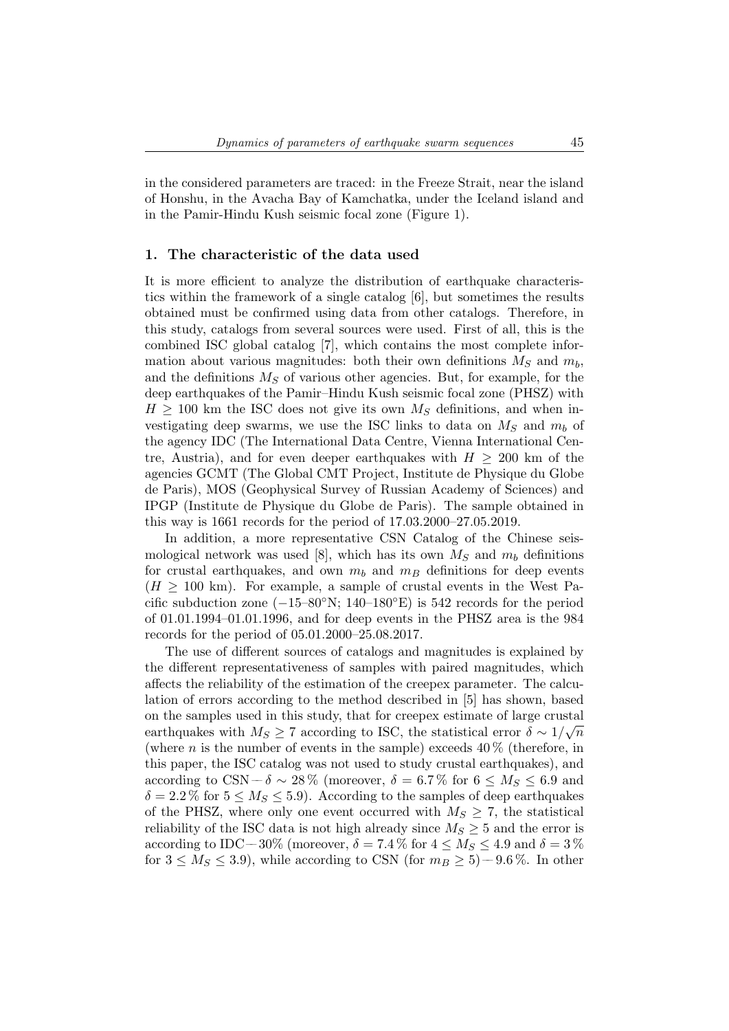in the considered parameters are traced: in the Freeze Strait, near the island of Honshu, in the Avacha Bay of Kamchatka, under the Iceland island and in the Pamir-Hindu Kush seismic focal zone (Figure 1).

## 1. The characteristic of the data used

It is more efficient to analyze the distribution of earthquake characteristics within the framework of a single catalog [6], but sometimes the results obtained must be confirmed using data from other catalogs. Therefore, in this study, catalogs from several sources were used. First of all, this is the combined ISC global catalog [7], which contains the most complete information about various magnitudes: both their own definitions $M_S$ and $m_b$, and the definitions $M_S$ of various other agencies. But, for example, for the deep earthquakes of the Pamir–Hindu Kush seismic focal zone (PHSZ) with $H \geq 100$ km the ISC does not give its own $M_S$ definitions, and when investigating deep swarms, we use the ISC links to data on $M_S$ and $m_b$ of the agency IDC (The International Data Centre, Vienna International Centre, Austria), and for even deeper earthquakes with $H \geq 200$ km of the agencies GCMT (The Global CMT Project, Institute de Physique du Globe de Paris), MOS (Geophysical Survey of Russian Academy of Sciences) and IPGP (Institute de Physique du Globe de Paris). The sample obtained in this way is 1661 records for the period of 17.03.2000–27.05.2019.

In addition, a more representative CSN Catalog of the Chinese seismological network was used [8], which has its own $M_S$ and $m_b$ definitions for crustal earthquakes, and own $m_b$ and $m_B$ definitions for deep events ($H \geq 100$ km). For example, a sample of crustal events in the West Pacific subduction zone ($-15$–$80°$N; 140–180°E) is 542 records for the period of 01.01.1994–01.01.1996, and for deep events in the PHSZ area is the 984 records for the period of 05.01.2000–25.08.2017.

The use of different sources of catalogs and magnitudes is explained by the different representativeness of samples with paired magnitudes, which affects the reliability of the estimation of the creepex parameter. The calculation of errors according to the method described in [5] has shown, based on the samples used in this study, that for creepex estimate of large crustal earthquakes with $M_S \geq 7$ according to ISC, the statistical error $\delta \sim 1/\sqrt{n}$ (where $n$ is the number of events in the sample) exceeds 40 % (therefore, in this paper, the ISC catalog was not used to study crustal earthquakes), and according to CSN $-$ $\delta \sim 28\,\%$ (moreover, $\delta = 6.7\,\%$ for $6 \leq M_S \leq 6.9$ and $\delta = 2.2\,\%$ for $5 \leq M_S \leq 5.9$). According to the samples of deep earthquakes of the PHSZ, where only one event occurred with $M_S \geq 7$, the statistical reliability of the ISC data is not high already since $M_S \geq 5$ and the error is according to IDC$-$30% (moreover, $\delta = 7.4\,\%$ for $4 \leq M_S \leq 4.9$ and $\delta = 3\,\%$ for $3 \leq M_S \leq 3.9$), while according to CSN (for $m_B \geq 5$)$-$ 9.6 %. In other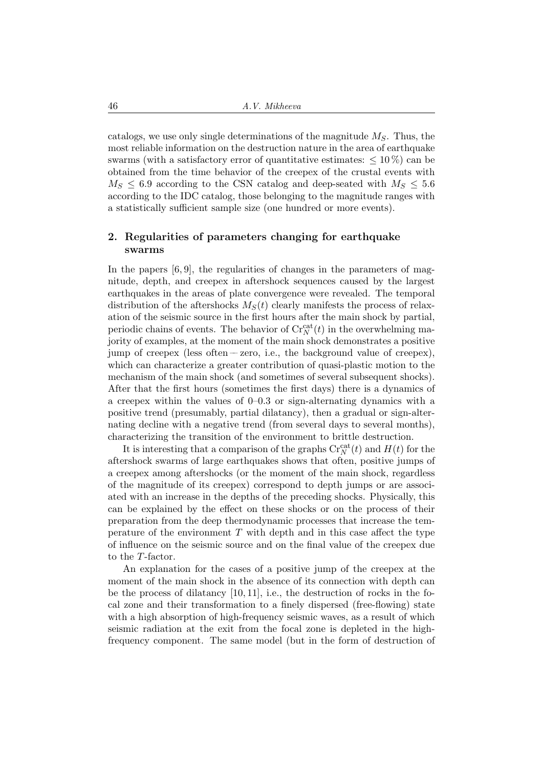catalogs, we use only single determinations of the magnitude $M_S$. Thus, the most reliable information on the destruction nature in the area of earthquake swarms (with a satisfactory error of quantitative estimates: $\leq 10\,\%$) can be obtained from the time behavior of the creepex of the crustal events with $M_S \leq 6.9$ according to the CSN catalog and deep-seated with $M_S \leq 5.6$ according to the IDC catalog, those belonging to the magnitude ranges with a statistically sufficient sample size (one hundred or more events).

## 2. Regularities of parameters changing for earthquake swarms

In the papers [6, 9], the regularities of changes in the parameters of magnitude, depth, and creepex in aftershock sequences caused by the largest earthquakes in the areas of plate convergence were revealed. The temporal distribution of the aftershocks $M_S(t)$ clearly manifests the process of relaxation of the seismic source in the first hours after the main shock by partial, periodic chains of events. The behavior of $\mathrm{Cr}_N^{\mathrm{cat}}(t)$ in the overwhelming majority of examples, at the moment of the main shock demonstrates a positive jump of creepex (less often — zero, i.e., the background value of creepex), which can characterize a greater contribution of quasi-plastic motion to the mechanism of the main shock (and sometimes of several subsequent shocks). After that the first hours (sometimes the first days) there is a dynamics of a creepex within the values of 0–0.3 or sign-alternating dynamics with a positive trend (presumably, partial dilatancy), then a gradual or sign-alternating decline with a negative trend (from several days to several months), characterizing the transition of the environment to brittle destruction.

It is interesting that a comparison of the graphs $\mathrm{Cr}_N^{\mathrm{cat}}(t)$ and $H(t)$ for the aftershock swarms of large earthquakes shows that often, positive jumps of a creepex among aftershocks (or the moment of the main shock, regardless of the magnitude of its creepex) correspond to depth jumps or are associated with an increase in the depths of the preceding shocks. Physically, this can be explained by the effect on these shocks or on the process of their preparation from the deep thermodynamic processes that increase the temperature of the environment $T$ with depth and in this case affect the type of influence on the seismic source and on the final value of the creepex due to the $T$-factor.

An explanation for the cases of a positive jump of the creepex at the moment of the main shock in the absence of its connection with depth can be the process of dilatancy [10, 11], i.e., the destruction of rocks in the focal zone and their transformation to a finely dispersed (free-flowing) state with a high absorption of high-frequency seismic waves, as a result of which seismic radiation at the exit from the focal zone is depleted in the high-frequency component. The same model (but in the form of destruction of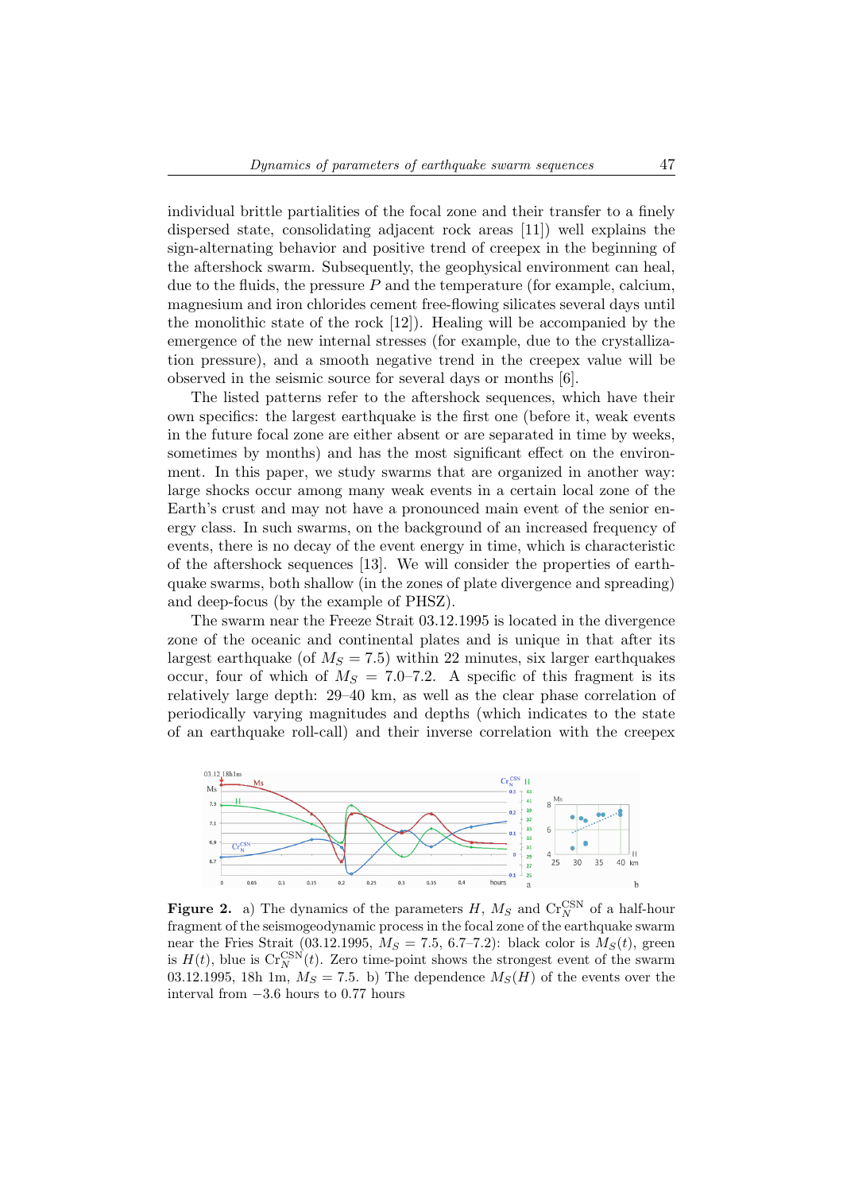individual brittle partialities of the focal zone and their transfer to a finely dispersed state, consolidating adjacent rock areas [11]) well explains the sign-alternating behavior and positive trend of creepex in the beginning of the aftershock swarm. Subsequently, the geophysical environment can heal, due to the fluids, the pressure $P$ and the temperature (for example, calcium, magnesium and iron chlorides cement free-flowing silicates several days until the monolithic state of the rock [12]). Healing will be accompanied by the emergence of the new internal stresses (for example, due to the crystallization pressure), and a smooth negative trend in the creepex value will be observed in the seismic source for several days or months [6].

The listed patterns refer to the aftershock sequences, which have their own specifics: the largest earthquake is the first one (before it, weak events in the future focal zone are either absent or are separated in time by weeks, sometimes by months) and has the most significant effect on the environment. In this paper, we study swarms that are organized in another way: large shocks occur among many weak events in a certain local zone of the Earth's crust and may not have a pronounced main event of the senior energy class. In such swarms, on the background of an increased frequency of events, there is no decay of the event energy in time, which is characteristic of the aftershock sequences [13]. We will consider the properties of earthquake swarms, both shallow (in the zones of plate divergence and spreading) and deep-focus (by the example of PHSZ).

The swarm near the Freeze Strait 03.12.1995 is located in the divergence zone of the oceanic and continental plates and is unique in that after its largest earthquake (of $M_S = 7.5$) within 22 minutes, six larger earthquakes occur, four of which of $M_S = 7.0$–$7.2$. A specific of this fragment is its relatively large depth: 29–40 km, as well as the clear phase correlation of periodically varying magnitudes and depths (which indicates to the state of an earthquake roll-call) and their inverse correlation with the creepex

**Figure 2.** a) The dynamics of the parameters $H$, $M_S$ and $\mathrm{Cr}_N^{\mathrm{CSN}}$ of a half-hour fragment of the seismogeodynamic process in the focal zone of the earthquake swarm near the Fries Strait (03.12.1995, $M_S = 7.5$, 6.7–7.2): black color is $M_S(t)$, green is $H(t)$, blue is $\mathrm{Cr}_N^{\mathrm{CSN}}(t)$. Zero time-point shows the strongest event of the swarm 03.12.1995, 18h 1m, $M_S = 7.5$. b) The dependence $M_S(H)$ of the events over the interval from −3.6 hours to 0.77 hours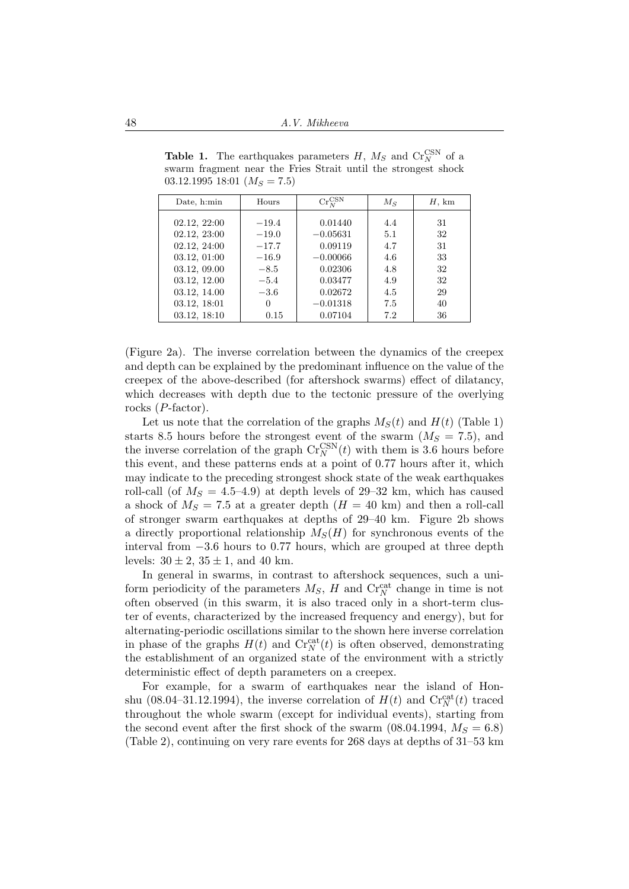**Table 1.** The earthquakes parameters $H$, $M_S$ and $\mathrm{Cr}_N^{\mathrm{CSN}}$ of a swarm fragment near the Fries Strait until the strongest shock 03.12.1995 18:01 ($M_S = 7.5$)

| Date, h:min | Hours | $\mathrm{Cr}_N^{\mathrm{CSN}}$ | $M_S$ | $H$, km |
|---|---|---|---|---|
| 02.12, 22:00 | −19.4 | 0.01440 | 4.4 | 31 |
| 02.12, 23:00 | −19.0 | −0.05631 | 5.1 | 32 |
| 02.12, 24:00 | −17.7 | 0.09119 | 4.7 | 31 |
| 03.12, 01:00 | −16.9 | −0.00066 | 4.6 | 33 |
| 03.12, 09.00 | −8.5 | 0.02306 | 4.8 | 32 |
| 03.12, 12.00 | −5.4 | 0.03477 | 4.9 | 32 |
| 03.12, 14.00 | −3.6 | 0.02672 | 4.5 | 29 |
| 03.12, 18:01 | 0 | −0.01318 | 7.5 | 40 |
| 03.12, 18:10 | 0.15 | 0.07104 | 7.2 | 36 |

(Figure 2a). The inverse correlation between the dynamics of the creepex and depth can be explained by the predominant influence on the value of the creepex of the above-described (for aftershock swarms) effect of dilatancy, which decreases with depth due to the tectonic pressure of the overlying rocks ($P$-factor).

Let us note that the correlation of the graphs $M_S(t)$ and $H(t)$ (Table 1) starts 8.5 hours before the strongest event of the swarm ($M_S = 7.5$), and the inverse correlation of the graph $\mathrm{Cr}_N^{\mathrm{CSN}}(t)$ with them is 3.6 hours before this event, and these patterns ends at a point of 0.77 hours after it, which may indicate to the preceding strongest shock state of the weak earthquakes roll-call (of $M_S = 4.5$–$4.9$) at depth levels of 29–32 km, which has caused a shock of $M_S = 7.5$ at a greater depth ($H = 40$ km) and then a roll-call of stronger swarm earthquakes at depths of 29–40 km. Figure 2b shows a directly proportional relationship $M_S(H)$ for synchronous events of the interval from −3.6 hours to 0.77 hours, which are grouped at three depth levels: $30 \pm 2$, $35 \pm 1$, and 40 km.

In general in swarms, in contrast to aftershock sequences, such a uniform periodicity of the parameters $M_S$, $H$ and $\mathrm{Cr}_N^{\mathrm{cat}}$ change in time is not often observed (in this swarm, it is also traced only in a short-term cluster of events, characterized by the increased frequency and energy), but for alternating-periodic oscillations similar to the shown here inverse correlation in phase of the graphs $H(t)$ and $\mathrm{Cr}_N^{\mathrm{cat}}(t)$ is often observed, demonstrating the establishment of an organized state of the environment with a strictly deterministic effect of depth parameters on a creepex.

For example, for a swarm of earthquakes near the island of Honshu (08.04–31.12.1994), the inverse correlation of $H(t)$ and $\mathrm{Cr}_N^{\mathrm{cat}}(t)$ traced throughout the whole swarm (except for individual events), starting from the second event after the first shock of the swarm (08.04.1994, $M_S = 6.8$) (Table 2), continuing on very rare events for 268 days at depths of 31–53 km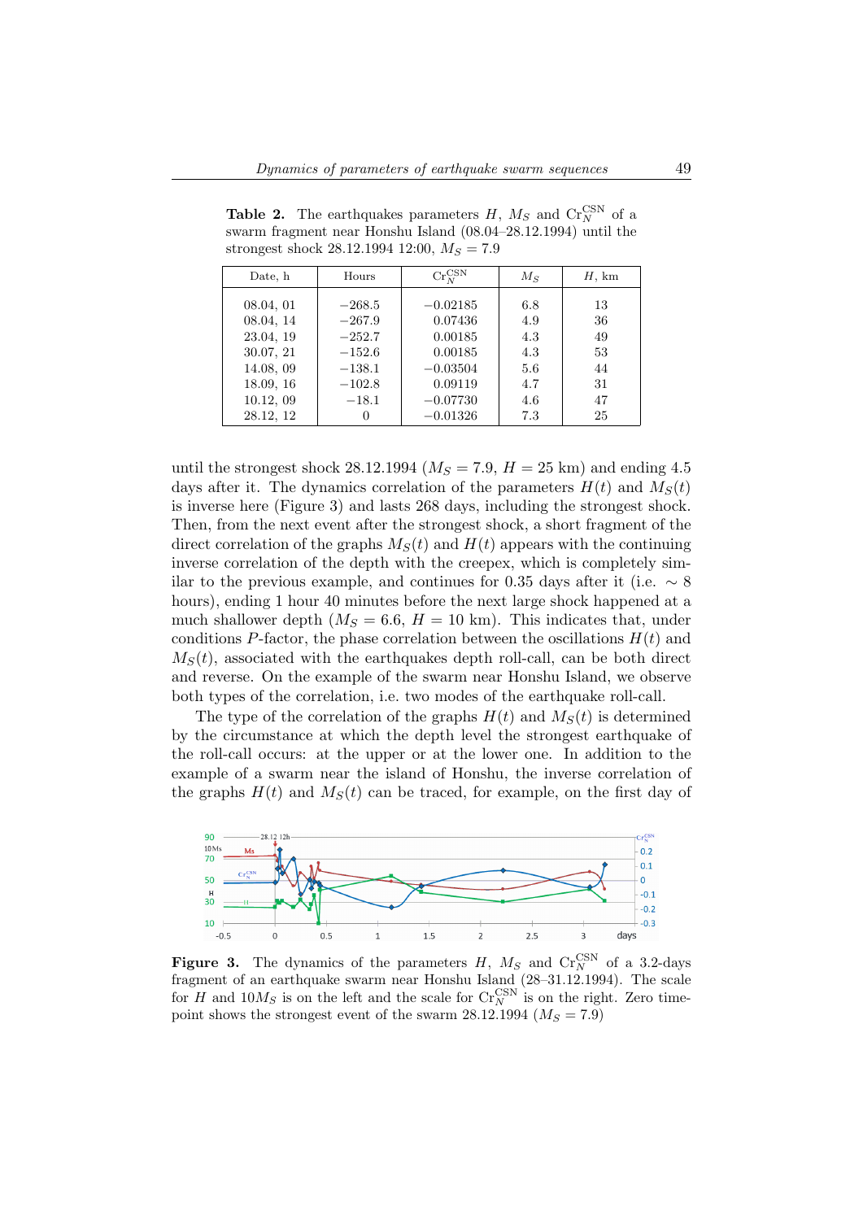**Table 2.** The earthquakes parameters $H$, $M_S$ and $\mathrm{Cr}_N^{\mathrm{CSN}}$ of a swarm fragment near Honshu Island (08.04–28.12.1994) until the strongest shock 28.12.1994 12:00, $M_S = 7.9$

| Date, h | Hours | $\mathrm{Cr}_N^{\mathrm{CSN}}$ | $M_S$ | $H$, km |
|---|---|---|---|---|
| 08.04, 01 | −268.5 | −0.02185 | 6.8 | 13 |
| 08.04, 14 | −267.9 | 0.07436 | 4.9 | 36 |
| 23.04, 19 | −252.7 | 0.00185 | 4.3 | 49 |
| 30.07, 21 | −152.6 | 0.00185 | 4.3 | 53 |
| 14.08, 09 | −138.1 | −0.03504 | 5.6 | 44 |
| 18.09, 16 | −102.8 | 0.09119 | 4.7 | 31 |
| 10.12, 09 | −18.1 | −0.07730 | 4.6 | 47 |
| 28.12, 12 | 0 | −0.01326 | 7.3 | 25 |

until the strongest shock 28.12.1994 ($M_S = 7.9$, $H = 25$ km) and ending 4.5 days after it. The dynamics correlation of the parameters $H(t)$ and $M_S(t)$ is inverse here (Figure 3) and lasts 268 days, including the strongest shock. Then, from the next event after the strongest shock, a short fragment of the direct correlation of the graphs $M_S(t)$ and $H(t)$ appears with the continuing inverse correlation of the depth with the creepex, which is completely similar to the previous example, and continues for 0.35 days after it (i.e. $\sim 8$ hours), ending 1 hour 40 minutes before the next large shock happened at a much shallower depth ($M_S = 6.6$, $H = 10$ km). This indicates that, under conditions $P$-factor, the phase correlation between the oscillations $H(t)$ and $M_S(t)$, associated with the earthquakes depth roll-call, can be both direct and reverse. On the example of the swarm near Honshu Island, we observe both types of the correlation, i.e. two modes of the earthquake roll-call.

The type of the correlation of the graphs $H(t)$ and $M_S(t)$ is determined by the circumstance at which the depth level the strongest earthquake of the roll-call occurs: at the upper or at the lower one. In addition to the example of a swarm near the island of Honshu, the inverse correlation of the graphs $H(t)$ and $M_S(t)$ can be traced, for example, on the first day of

**Figure 3.** The dynamics of the parameters $H$, $M_S$ and $\mathrm{Cr}_N^{\mathrm{CSN}}$ of a 3.2-days fragment of an earthquake swarm near Honshu Island (28–31.12.1994). The scale for $H$ and $10M_S$ is on the left and the scale for $\mathrm{Cr}_N^{\mathrm{CSN}}$ is on the right. Zero time-point shows the strongest event of the swarm 28.12.1994 ($M_S = 7.9$)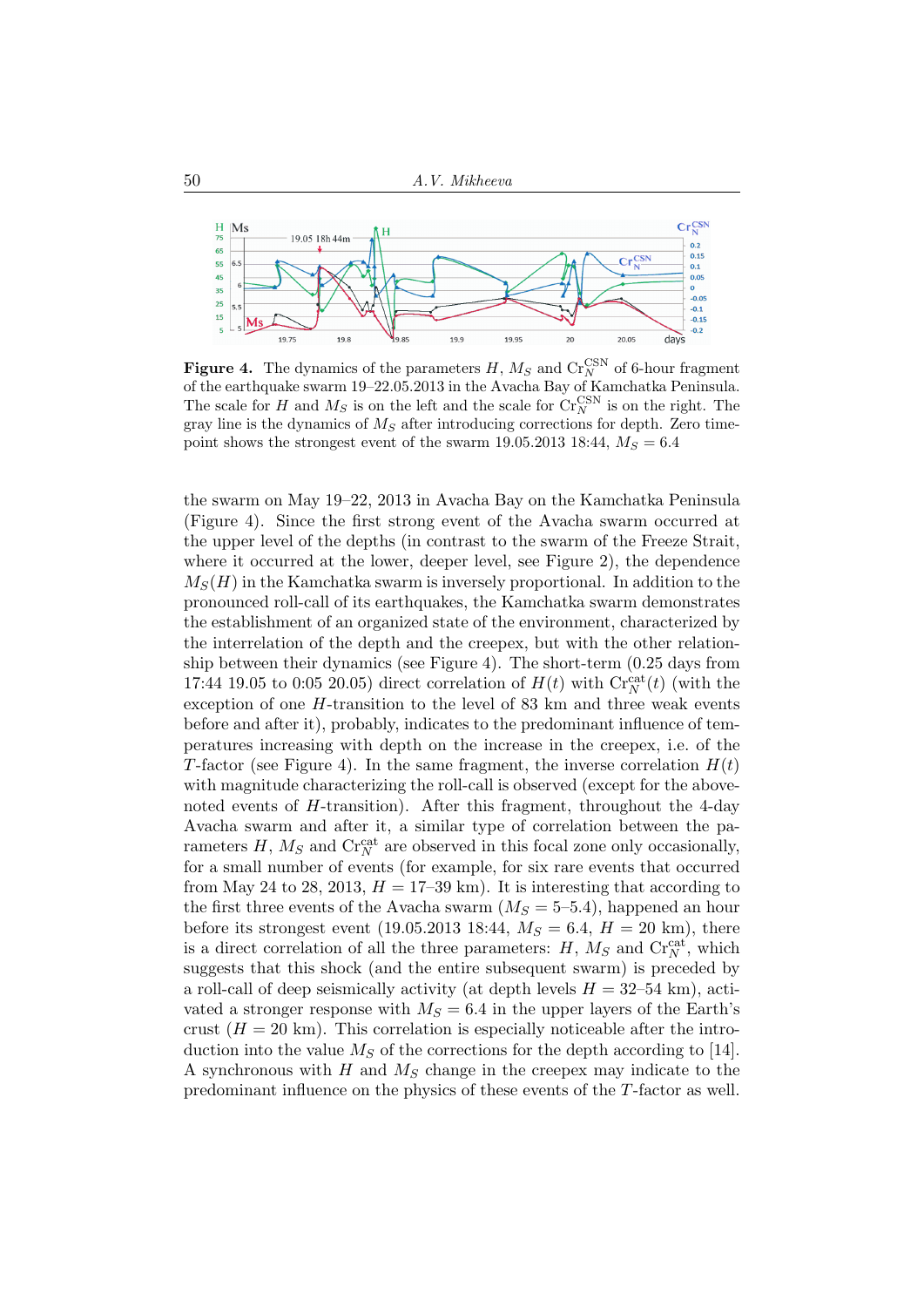**Figure 4.** The dynamics of the parameters $H$, $M_S$ and $\mathrm{Cr}_N^{\mathrm{CSN}}$ of 6-hour fragment of the earthquake swarm 19–22.05.2013 in the Avacha Bay of Kamchatka Peninsula. The scale for $H$ and $M_S$ is on the left and the scale for $\mathrm{Cr}_N^{\mathrm{CSN}}$ is on the right. The gray line is the dynamics of $M_S$ after introducing corrections for depth. Zero time-point shows the strongest event of the swarm 19.05.2013 18:44, $M_S = 6.4$

the swarm on May 19–22, 2013 in Avacha Bay on the Kamchatka Peninsula (Figure 4). Since the first strong event of the Avacha swarm occurred at the upper level of the depths (in contrast to the swarm of the Freeze Strait, where it occurred at the lower, deeper level, see Figure 2), the dependence $M_S(H)$ in the Kamchatka swarm is inversely proportional. In addition to the pronounced roll-call of its earthquakes, the Kamchatka swarm demonstrates the establishment of an organized state of the environment, characterized by the interrelation of the depth and the creepex, but with the other relationship between their dynamics (see Figure 4). The short-term (0.25 days from 17:44 19.05 to 0:05 20.05) direct correlation of $H(t)$ with $\mathrm{Cr}_N^{\mathrm{cat}}(t)$ (with the exception of one $H$-transition to the level of 83 km and three weak events before and after it), probably, indicates to the predominant influence of temperatures increasing with depth on the increase in the creepex, i.e. of the $T$-factor (see Figure 4). In the same fragment, the inverse correlation $H(t)$ with magnitude characterizing the roll-call is observed (except for the above-noted events of $H$-transition). After this fragment, throughout the 4-day Avacha swarm and after it, a similar type of correlation between the parameters $H$, $M_S$ and $\mathrm{Cr}_N^{\mathrm{cat}}$ are observed in this focal zone only occasionally, for a small number of events (for example, for six rare events that occurred from May 24 to 28, 2013, $H = 17$–$39$ km). It is interesting that according to the first three events of the Avacha swarm ($M_S = 5$–$5.4$), happened an hour before its strongest event (19.05.2013 18:44, $M_S = 6.4$, $H = 20$ km), there is a direct correlation of all the three parameters: $H$, $M_S$ and $\mathrm{Cr}_N^{\mathrm{cat}}$, which suggests that this shock (and the entire subsequent swarm) is preceded by a roll-call of deep seismically activity (at depth levels $H = 32$–$54$ km), activated a stronger response with $M_S = 6.4$ in the upper layers of the Earth's crust ($H = 20$ km). This correlation is especially noticeable after the introduction into the value $M_S$ of the corrections for the depth according to [14]. A synchronous with $H$ and $M_S$ change in the creepex may indicate to the predominant influence on the physics of these events of the $T$-factor as well.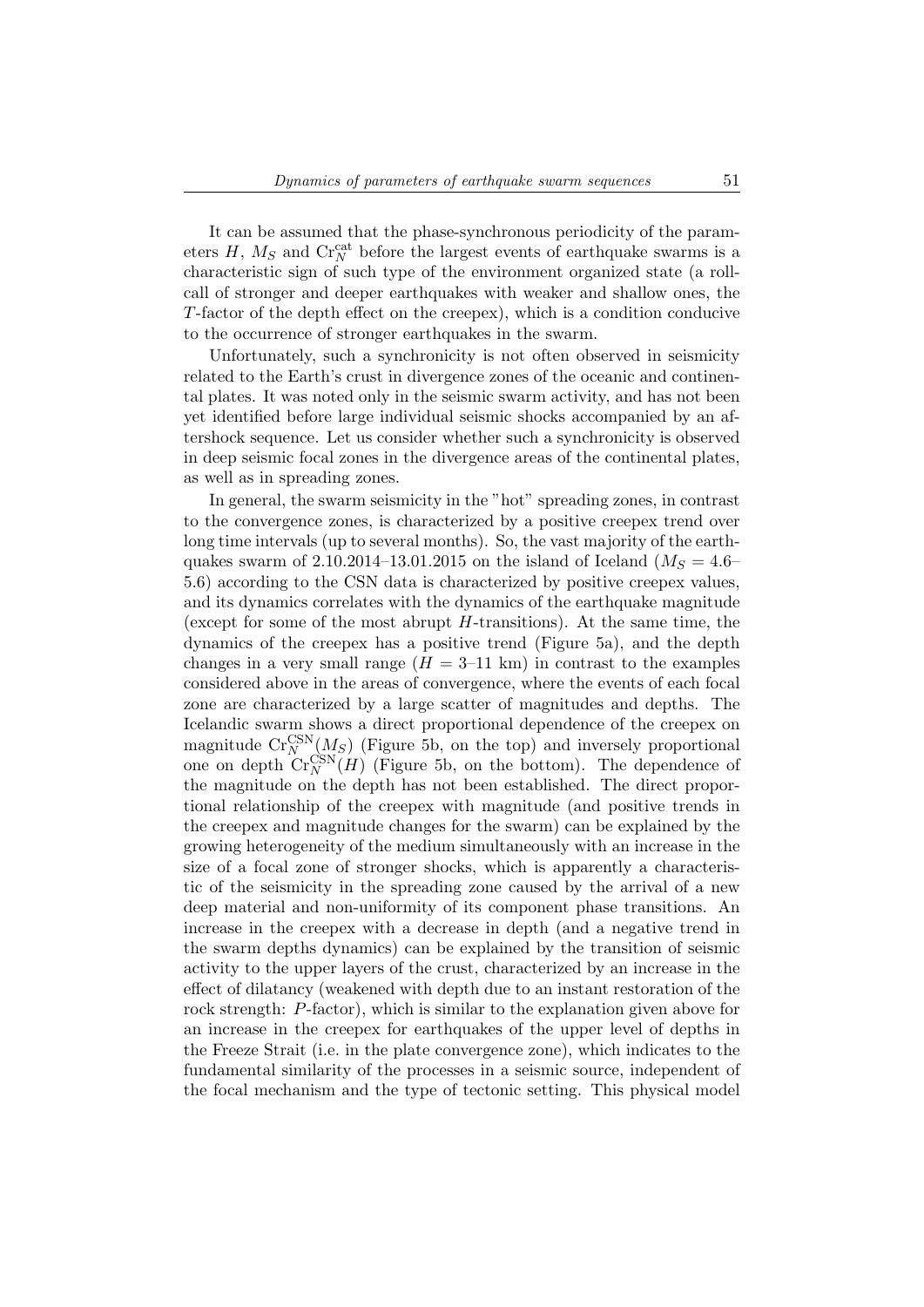It can be assumed that the phase-synchronous periodicity of the parameters $H$, $M_S$ and $\mathrm{Cr}_N^{\mathrm{cat}}$ before the largest events of earthquake swarms is a characteristic sign of such type of the environment organized state (a roll-call of stronger and deeper earthquakes with weaker and shallow ones, the $T$-factor of the depth effect on the creepex), which is a condition conducive to the occurrence of stronger earthquakes in the swarm.

Unfortunately, such a synchronicity is not often observed in seismicity related to the Earth's crust in divergence zones of the oceanic and continental plates. It was noted only in the seismic swarm activity, and has not been yet identified before large individual seismic shocks accompanied by an aftershock sequence. Let us consider whether such a synchronicity is observed in deep seismic focal zones in the divergence areas of the continental plates, as well as in spreading zones.

In general, the swarm seismicity in the "hot" spreading zones, in contrast to the convergence zones, is characterized by a positive creepex trend over long time intervals (up to several months). So, the vast majority of the earthquakes swarm of 2.10.2014–13.01.2015 on the island of Iceland ($M_S = 4.6$–$5.6$) according to the CSN data is characterized by positive creepex values, and its dynamics correlates with the dynamics of the earthquake magnitude (except for some of the most abrupt $H$-transitions). At the same time, the dynamics of the creepex has a positive trend (Figure 5a), and the depth changes in a very small range ($H = 3$–$11$ km) in contrast to the examples considered above in the areas of convergence, where the events of each focal zone are characterized by a large scatter of magnitudes and depths. The Icelandic swarm shows a direct proportional dependence of the creepex on magnitude $\mathrm{Cr}_N^{\mathrm{CSN}}(M_S)$ (Figure 5b, on the top) and inversely proportional one on depth $\mathrm{Cr}_N^{\mathrm{CSN}}(H)$ (Figure 5b, on the bottom). The dependence of the magnitude on the depth has not been established. The direct proportional relationship of the creepex with magnitude (and positive trends in the creepex and magnitude changes for the swarm) can be explained by the growing heterogeneity of the medium simultaneously with an increase in the size of a focal zone of stronger shocks, which is apparently a characteristic of the seismicity in the spreading zone caused by the arrival of a new deep material and non-uniformity of its component phase transitions. An increase in the creepex with a decrease in depth (and a negative trend in the swarm depths dynamics) can be explained by the transition of seismic activity to the upper layers of the crust, characterized by an increase in the effect of dilatancy (weakened with depth due to an instant restoration of the rock strength: $P$-factor), which is similar to the explanation given above for an increase in the creepex for earthquakes of the upper level of depths in the Freeze Strait (i.e. in the plate convergence zone), which indicates to the fundamental similarity of the processes in a seismic source, independent of the focal mechanism and the type of tectonic setting. This physical model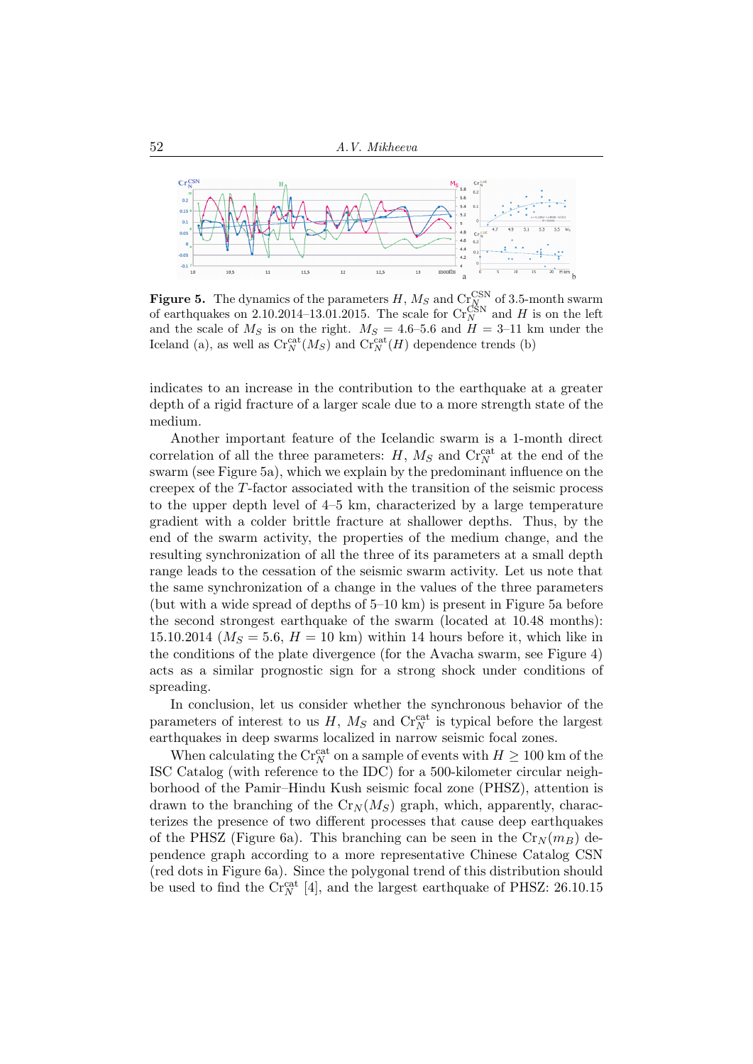**Figure 5.** The dynamics of the parameters $H$, $M_S$ and $\mathrm{Cr}_N^{\mathrm{CSN}}$ of 3.5-month swarm of earthquakes on 2.10.2014–13.01.2015. The scale for $\mathrm{Cr}_N^{\mathrm{CSN}}$ and $H$ is on the left and the scale of $M_S$ is on the right. $M_S$ = 4.6–5.6 and $H$ = 3–11 km under the Iceland (a), as well as $\mathrm{Cr}_N^{\mathrm{cat}}(M_S)$ and $\mathrm{Cr}_N^{\mathrm{cat}}(H)$ dependence trends (b)

indicates to an increase in the contribution to the earthquake at a greater depth of a rigid fracture of a larger scale due to a more strength state of the medium.

Another important feature of the Icelandic swarm is a 1-month direct correlation of all the three parameters: $H$, $M_S$ and $\mathrm{Cr}_N^{\mathrm{cat}}$ at the end of the swarm (see Figure 5a), which we explain by the predominant influence on the creepex of the $T$-factor associated with the transition of the seismic process to the upper depth level of 4–5 km, characterized by a large temperature gradient with a colder brittle fracture at shallower depths. Thus, by the end of the swarm activity, the properties of the medium change, and the resulting synchronization of all the three of its parameters at a small depth range leads to the cessation of the seismic swarm activity. Let us note that the same synchronization of a change in the values of the three parameters (but with a wide spread of depths of 5–10 km) is present in Figure 5a before the second strongest earthquake of the swarm (located at 10.48 months): 15.10.2014 ($M_S$ = 5.6, $H$ = 10 km) within 14 hours before it, which like in the conditions of the plate divergence (for the Avacha swarm, see Figure 4) acts as a similar prognostic sign for a strong shock under conditions of spreading.

In conclusion, let us consider whether the synchronous behavior of the parameters of interest to us $H$, $M_S$ and $\mathrm{Cr}_N^{\mathrm{cat}}$ is typical before the largest earthquakes in deep swarms localized in narrow seismic focal zones.

When calculating the $\mathrm{Cr}_N^{\mathrm{cat}}$ on a sample of events with $H \geq 100$ km of the ISC Catalog (with reference to the IDC) for a 500-kilometer circular neighborhood of the Pamir–Hindu Kush seismic focal zone (PHSZ), attention is drawn to the branching of the $\mathrm{Cr}_N(M_S)$ graph, which, apparently, characterizes the presence of two different processes that cause deep earthquakes of the PHSZ (Figure 6a). This branching can be seen in the $\mathrm{Cr}_N(m_B)$ dependence graph according to a more representative Chinese Catalog CSN (red dots in Figure 6a). Since the polygonal trend of this distribution should be used to find the $\mathrm{Cr}_N^{\mathrm{cat}}$ [4], and the largest earthquake of PHSZ: 26.10.15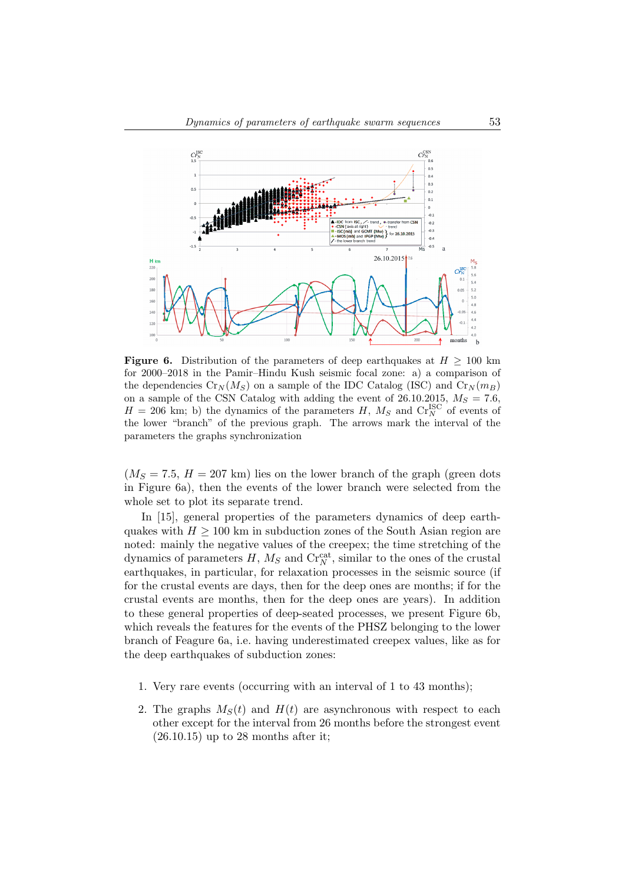**Figure 6.** Distribution of the parameters of deep earthquakes at $H \geq 100$ km for 2000–2018 in the Pamir–Hindu Kush seismic focal zone: a) a comparison of the dependencies $\mathrm{Cr}_N(M_S)$ on a sample of the IDC Catalog (ISC) and $\mathrm{Cr}_N(m_B)$ on a sample of the CSN Catalog with adding the event of 26.10.2015, $M_S = 7.6$, $H = 206$ km; b) the dynamics of the parameters $H$, $M_S$ and $\mathrm{Cr}_N^{\mathrm{ISC}}$ of events of the lower "branch" of the previous graph. The arrows mark the interval of the parameters the graphs synchronization

($M_S = 7.5$, $H = 207$ km) lies on the lower branch of the graph (green dots in Figure 6a), then the events of the lower branch were selected from the whole set to plot its separate trend.

In [15], general properties of the parameters dynamics of deep earthquakes with $H \geq 100$ km in subduction zones of the South Asian region are noted: mainly the negative values of the creepex; the time stretching of the dynamics of parameters $H$, $M_S$ and $\mathrm{Cr}_N^{\mathrm{cat}}$, similar to the ones of the crustal earthquakes, in particular, for relaxation processes in the seismic source (if for the crustal events are days, then for the deep ones are months; if for the crustal events are months, then for the deep ones are years). In addition to these general properties of deep-seated processes, we present Figure 6b, which reveals the features for the events of the PHSZ belonging to the lower branch of Feagure 6a, i.e. having underestimated creepex values, like as for the deep earthquakes of subduction zones:

1. Very rare events (occurring with an interval of 1 to 43 months);
2. The graphs $M_S(t)$ and $H(t)$ are asynchronous with respect to each other except for the interval from 26 months before the strongest event (26.10.15) up to 28 months after it;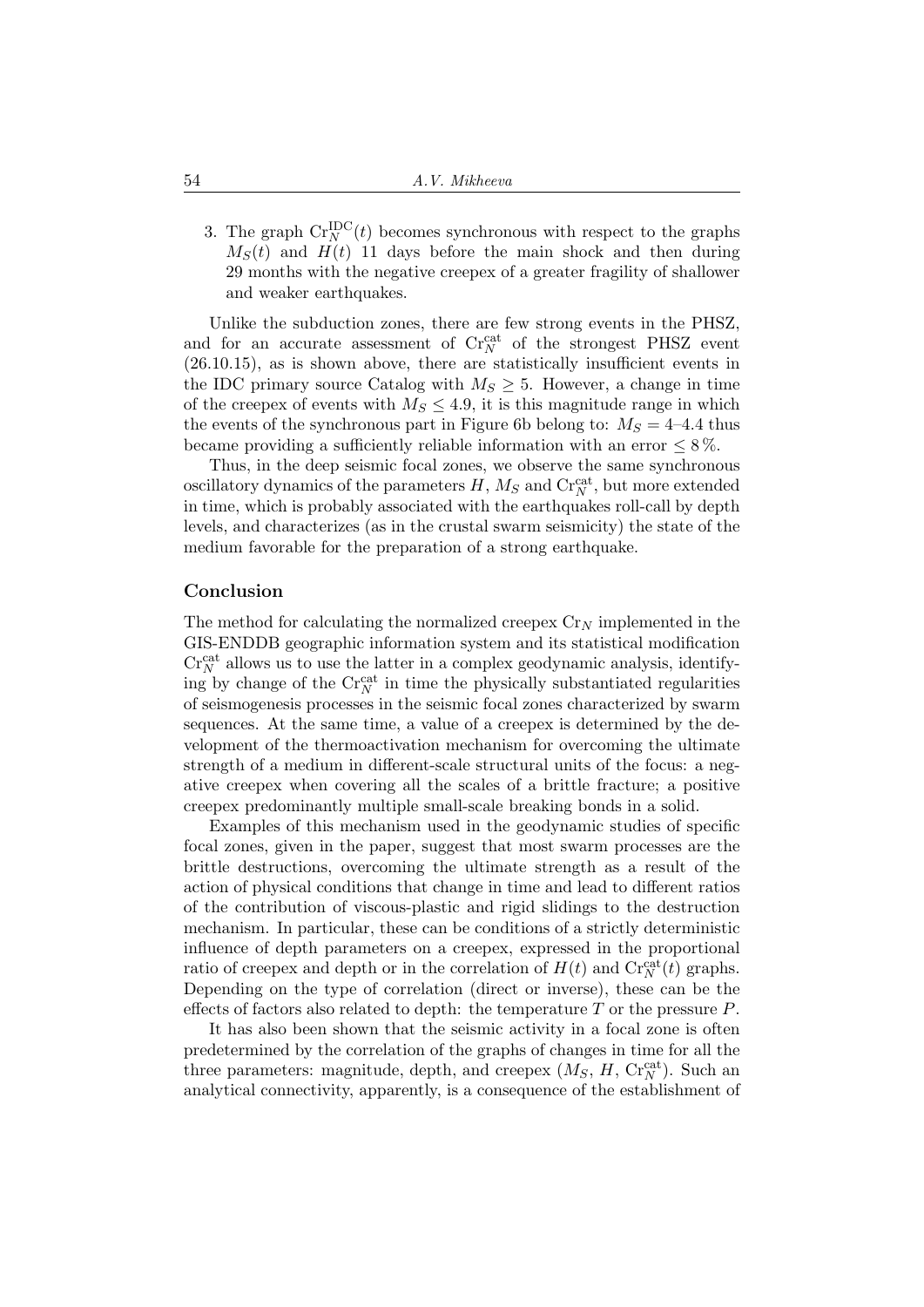3. The graph $\mathrm{Cr}_N^{\mathrm{IDC}}(t)$ becomes synchronous with respect to the graphs $M_S(t)$ and $H(t)$ 11 days before the main shock and then during 29 months with the negative creepex of a greater fragility of shallower and weaker earthquakes.

Unlike the subduction zones, there are few strong events in the PHSZ, and for an accurate assessment of $\mathrm{Cr}_N^{\mathrm{cat}}$ of the strongest PHSZ event (26.10.15), as is shown above, there are statistically insufficient events in the IDC primary source Catalog with $M_S \geq 5$. However, a change in time of the creepex of events with $M_S \leq 4.9$, it is this magnitude range in which the events of the synchronous part in Figure 6b belong to: $M_S = 4$–$4.4$ thus became providing a sufficiently reliable information with an error $\leq 8\,\%$.

Thus, in the deep seismic focal zones, we observe the same synchronous oscillatory dynamics of the parameters $H$, $M_S$ and $\mathrm{Cr}_N^{\mathrm{cat}}$, but more extended in time, which is probably associated with the earthquakes roll-call by depth levels, and characterizes (as in the crustal swarm seismicity) the state of the medium favorable for the preparation of a strong earthquake.

## Conclusion

The method for calculating the normalized creepex $\mathrm{Cr}_N$ implemented in the GIS-ENDDB geographic information system and its statistical modification $\mathrm{Cr}_N^{\mathrm{cat}}$ allows us to use the latter in a complex geodynamic analysis, identifying by change of the $\mathrm{Cr}_N^{\mathrm{cat}}$ in time the physically substantiated regularities of seismogenesis processes in the seismic focal zones characterized by swarm sequences. At the same time, a value of a creepex is determined by the development of the thermoactivation mechanism for overcoming the ultimate strength of a medium in different-scale structural units of the focus: a negative creepex when covering all the scales of a brittle fracture; a positive creepex predominantly multiple small-scale breaking bonds in a solid.

Examples of this mechanism used in the geodynamic studies of specific focal zones, given in the paper, suggest that most swarm processes are the brittle destructions, overcoming the ultimate strength as a result of the action of physical conditions that change in time and lead to different ratios of the contribution of viscous-plastic and rigid slidings to the destruction mechanism. In particular, these can be conditions of a strictly deterministic influence of depth parameters on a creepex, expressed in the proportional ratio of creepex and depth or in the correlation of $H(t)$ and $\mathrm{Cr}_N^{\mathrm{cat}}(t)$ graphs. Depending on the type of correlation (direct or inverse), these can be the effects of factors also related to depth: the temperature $T$ or the pressure $P$.

It has also been shown that the seismic activity in a focal zone is often predetermined by the correlation of the graphs of changes in time for all the three parameters: magnitude, depth, and creepex ($M_S$, $H$, $\mathrm{Cr}_N^{\mathrm{cat}}$). Such an analytical connectivity, apparently, is a consequence of the establishment of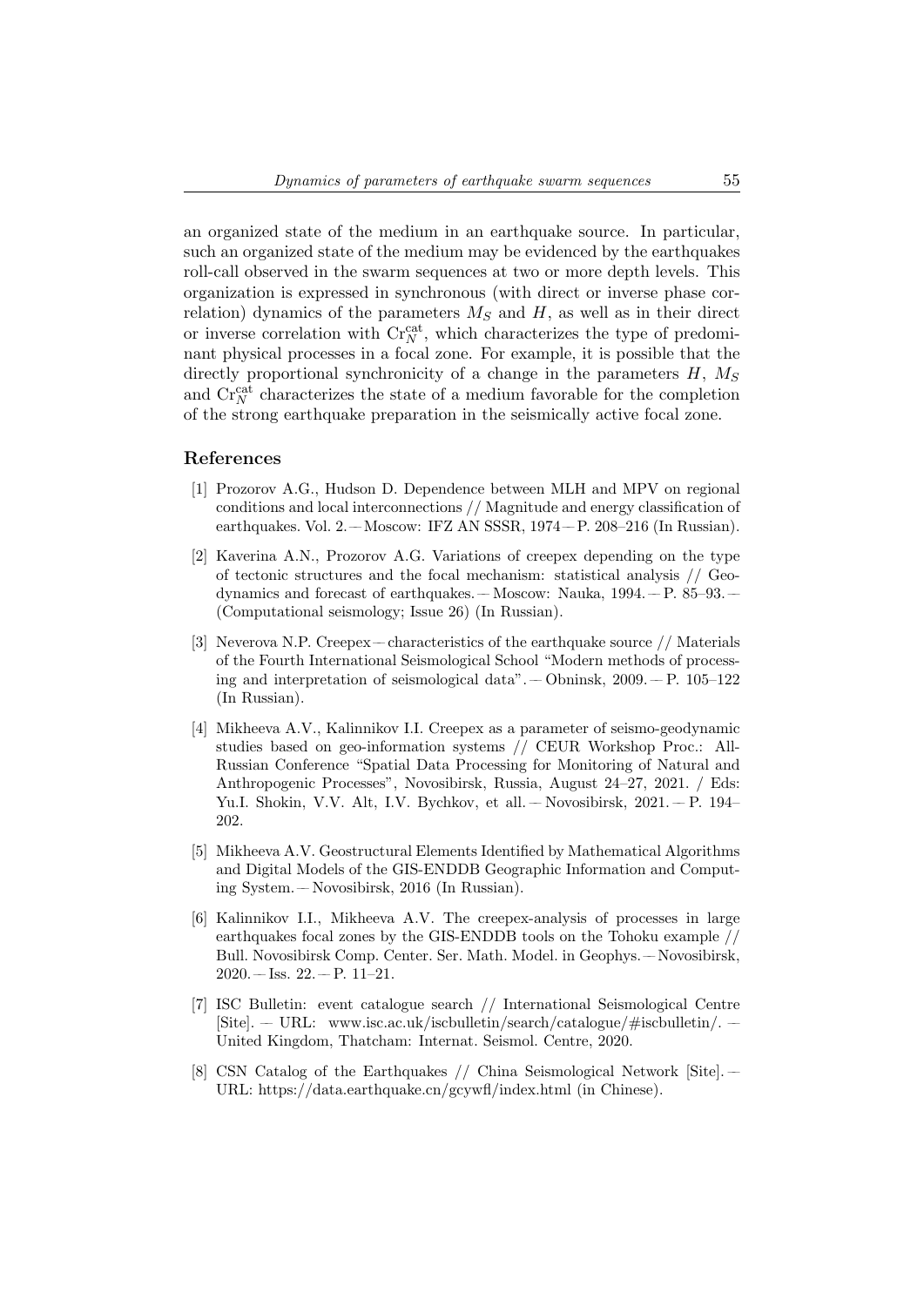an organized state of the medium in an earthquake source. In particular, such an organized state of the medium may be evidenced by the earthquakes roll-call observed in the swarm sequences at two or more depth levels. This organization is expressed in synchronous (with direct or inverse phase correlation) dynamics of the parameters $M_S$ and $H$, as well as in their direct or inverse correlation with $\mathrm{Cr}_N^{\mathrm{cat}}$, which characterizes the type of predominant physical processes in a focal zone. For example, it is possible that the directly proportional synchronicity of a change in the parameters $H$, $M_S$ and $\mathrm{Cr}_N^{\mathrm{cat}}$ characterizes the state of a medium favorable for the completion of the strong earthquake preparation in the seismically active focal zone.

## References

[1] Prozorov A.G., Hudson D. Dependence between MLH and MPV on regional conditions and local interconnections // Magnitude and energy classification of earthquakes. Vol. 2.— Moscow: IFZ AN SSSR, 1974— P. 208–216 (In Russian).

[2] Kaverina A.N., Prozorov A.G. Variations of creepex depending on the type of tectonic structures and the focal mechanism: statistical analysis // Geodynamics and forecast of earthquakes.— Moscow: Nauka, 1994.— P. 85–93.— (Computational seismology; Issue 26) (In Russian).

[3] Neverova N.P. Creepex— characteristics of the earthquake source // Materials of the Fourth International Seismological School "Modern methods of processing and interpretation of seismological data".— Obninsk, 2009.— P. 105–122 (In Russian).

[4] Mikheeva A.V., Kalinnikov I.I. Creepex as a parameter of seismo-geodynamic studies based on geo-information systems // CEUR Workshop Proc.: All-Russian Conference "Spatial Data Processing for Monitoring of Natural and Anthropogenic Processes", Novosibirsk, Russia, August 24–27, 2021. / Eds: Yu.I. Shokin, V.V. Alt, I.V. Bychkov, et all.— Novosibirsk, 2021.— P. 194–202.

[5] Mikheeva A.V. Geostructural Elements Identified by Mathematical Algorithms and Digital Models of the GIS-ENDDB Geographic Information and Computing System.— Novosibirsk, 2016 (In Russian).

[6] Kalinnikov I.I., Mikheeva A.V. The creepex-analysis of processes in large earthquakes focal zones by the GIS-ENDDB tools on the Tohoku example // Bull. Novosibirsk Comp. Center. Ser. Math. Model. in Geophys.— Novosibirsk, 2020.— Iss. 22.— P. 11–21.

[7] ISC Bulletin: event catalogue search // International Seismological Centre [Site]. — URL: www.isc.ac.uk/iscbulletin/search/catalogue/#iscbulletin/. — United Kingdom, Thatcham: Internat. Seismol. Centre, 2020.

[8] CSN Catalog of the Earthquakes // China Seismological Network [Site].— URL: https://data.earthquake.cn/gcywfl/index.html (in Chinese).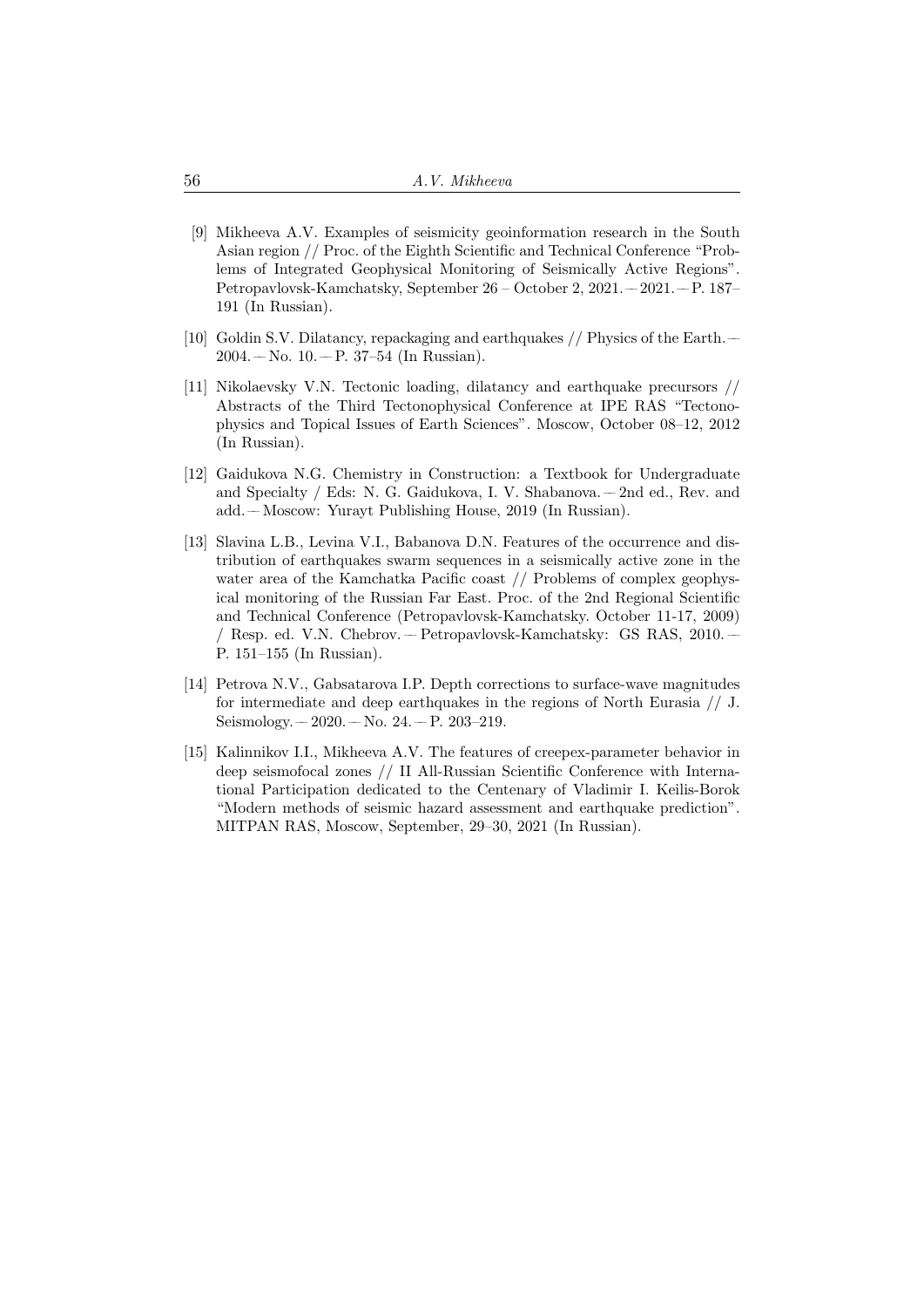[9] Mikheeva A.V. Examples of seismicity geoinformation research in the South Asian region // Proc. of the Eighth Scientific and Technical Conference "Problems of Integrated Geophysical Monitoring of Seismically Active Regions". Petropavlovsk-Kamchatsky, September 26 – October 2, 2021. — 2021. — P. 187–191 (In Russian).

[10] Goldin S.V. Dilatancy, repackaging and earthquakes // Physics of the Earth. — 2004. — No. 10. — P. 37–54 (In Russian).

[11] Nikolaevsky V.N. Tectonic loading, dilatancy and earthquake precursors // Abstracts of the Third Tectonophysical Conference at IPE RAS "Tectonophysics and Topical Issues of Earth Sciences". Moscow, October 08–12, 2012 (In Russian).

[12] Gaidukova N.G. Chemistry in Construction: a Textbook for Undergraduate and Specialty / Eds: N. G. Gaidukova, I. V. Shabanova. — 2nd ed., Rev. and add. — Moscow: Yurayt Publishing House, 2019 (In Russian).

[13] Slavina L.B., Levina V.I., Babanova D.N. Features of the occurrence and distribution of earthquakes swarm sequences in a seismically active zone in the water area of the Kamchatka Pacific coast // Problems of complex geophysical monitoring of the Russian Far East. Proc. of the 2nd Regional Scientific and Technical Conference (Petropavlovsk-Kamchatsky. October 11-17, 2009) / Resp. ed. V.N. Chebrov. — Petropavlovsk-Kamchatsky: GS RAS, 2010. — P. 151–155 (In Russian).

[14] Petrova N.V., Gabsatarova I.P. Depth corrections to surface-wave magnitudes for intermediate and deep earthquakes in the regions of North Eurasia // J. Seismology. — 2020. — No. 24. — P. 203–219.

[15] Kalinnikov I.I., Mikheeva A.V. The features of creepex-parameter behavior in deep seismofocal zones // II All-Russian Scientific Conference with International Participation dedicated to the Centenary of Vladimir I. Keilis-Borok "Modern methods of seismic hazard assessment and earthquake prediction". MITPAN RAS, Moscow, September, 29–30, 2021 (In Russian).